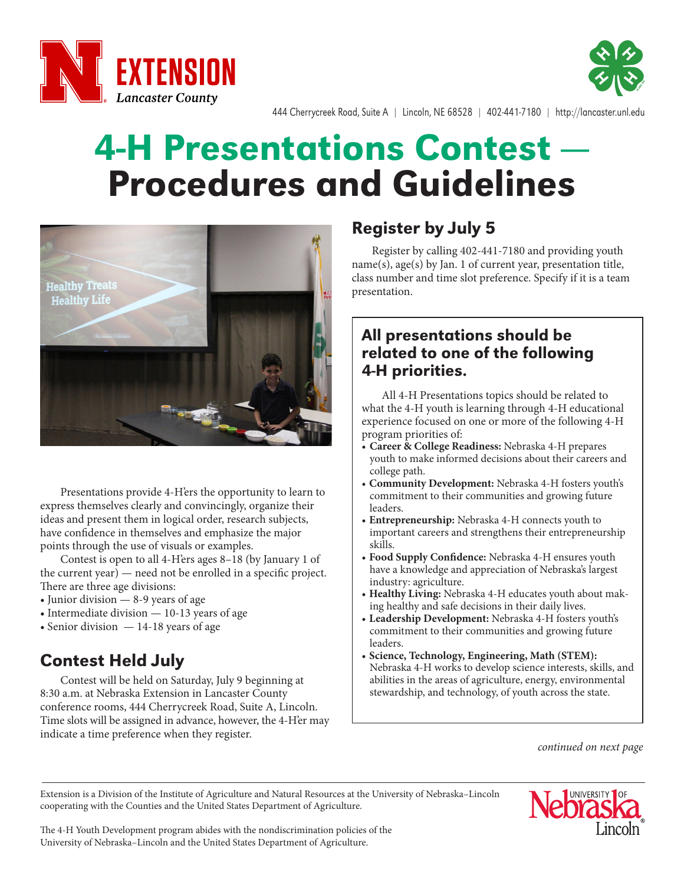EXTENSION Lancaster County

444 Cherrycreek Road, Suite A | Lincoln, NE 68528 | 402-441-7180 | http://lancaster.unl.edu

# 4-H Presentations Contest — Procedures and Guidelines

Presentations provide 4-H'ers the opportunity to learn to express themselves clearly and convincingly, organize their ideas and present them in logical order, research subjects, have confidence in themselves and emphasize the major points through the use of visuals or examples.

Contest is open to all 4-H'ers ages 8–18 (by January 1 of the current year) — need not be enrolled in a specific project. There are three age divisions:

- Junior division — 8-9 years of age
- Intermediate division — 10-13 years of age
- Senior division — 14-18 years of age

## Contest Held July

Contest will be held on Saturday, July 9 beginning at 8:30 a.m. at Nebraska Extension in Lancaster County conference rooms, 444 Cherrycreek Road, Suite A, Lincoln. Time slots will be assigned in advance, however, the 4-H'er may indicate a time preference when they register.

## Register by July 5

Register by calling 402-441-7180 and providing youth name(s), age(s) by Jan. 1 of current year, presentation title, class number and time slot preference. Specify if it is a team presentation.

### All presentations should be related to one of the following 4-H priorities.

All 4-H Presentations topics should be related to what the 4-H youth is learning through 4-H educational experience focused on one or more of the following 4-H program priorities of:

- **Career & College Readiness:** Nebraska 4-H prepares youth to make informed decisions about their careers and college path.
- **Community Development:** Nebraska 4-H fosters youth's commitment to their communities and growing future leaders.
- **Entrepreneurship:** Nebraska 4-H connects youth to important careers and strengthens their entrepreneurship skills.
- **Food Supply Confidence:** Nebraska 4-H ensures youth have a knowledge and appreciation of Nebraska's largest industry: agriculture.
- **Healthy Living:** Nebraska 4-H educates youth about making healthy and safe decisions in their daily lives.
- **Leadership Development:** Nebraska 4-H fosters youth's commitment to their communities and growing future leaders.
- **Science, Technology, Engineering, Math (STEM):** Nebraska 4-H works to develop science interests, skills, and abilities in the areas of agriculture, energy, environmental stewardship, and technology, of youth across the state.

*continued on next page*

Extension is a Division of the Institute of Agriculture and Natural Resources at the University of Nebraska–Lincoln cooperating with the Counties and the United States Department of Agriculture.

The 4-H Youth Development program abides with the nondiscrimination policies of the University of Nebraska–Lincoln and the United States Department of Agriculture.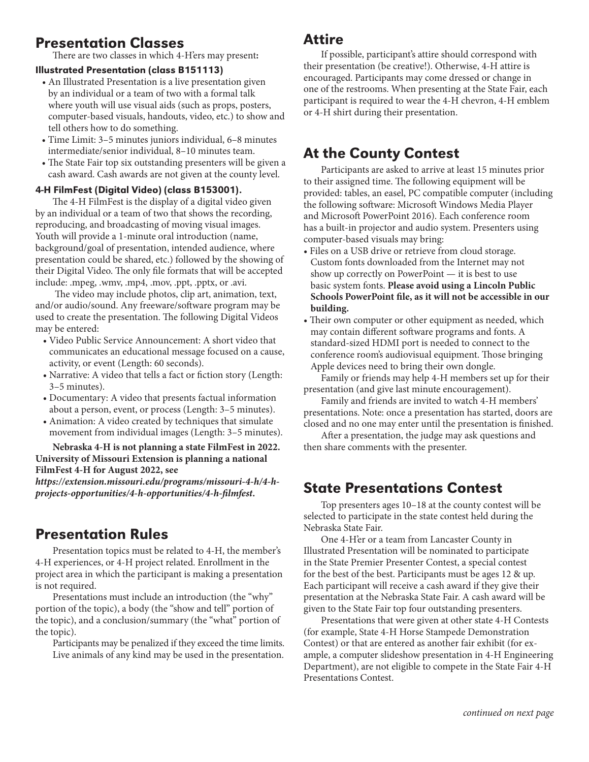## Presentation Classes

There are two classes in which 4-H'ers may present**:**

### Illustrated Presentation (class B151113)

- An Illustrated Presentation is a live presentation given by an individual or a team of two with a formal talk where youth will use visual aids (such as props, posters, computer-based visuals, handouts, video, etc.) to show and tell others how to do something.
- Time Limit: 3–5 minutes juniors individual, 6–8 minutes intermediate/senior individual, 8–10 minutes team.
- The State Fair top six outstanding presenters will be given a cash award. Cash awards are not given at the county level.

### 4-H FilmFest (Digital Video) (class B153001).

The 4-H FilmFest is the display of a digital video given by an individual or a team of two that shows the recording, reproducing, and broadcasting of moving visual images. Youth will provide a 1-minute oral introduction (name, background/goal of presentation, intended audience, where presentation could be shared, etc.) followed by the showing of their Digital Video. The only file formats that will be accepted include: .mpeg, .wmv, .mp4, .mov, .ppt, .pptx, or .avi.

The video may include photos, clip art, animation, text, and/or audio/sound. Any freeware/software program may be used to create the presentation. The following Digital Videos may be entered:

- Video Public Service Announcement: A short video that communicates an educational message focused on a cause, activity, or event (Length: 60 seconds).
- Narrative: A video that tells a fact or fiction story (Length: 3–5 minutes).
- Documentary: A video that presents factual information about a person, event, or process (Length: 3–5 minutes).
- Animation: A video created by techniques that simulate movement from individual images (Length: 3–5 minutes).

**Nebraska 4-H is not planning a state FilmFest in 2022. University of Missouri Extension is planning a national FilmFest 4-H for August 2022, see** ***https://extension.missouri.edu/programs/missouri-4-h/4-h-projects-opportunities/4-h-opportunities/4-h-filmfest*.**

## Presentation Rules

Presentation topics must be related to 4-H, the member's 4-H experiences, or 4-H project related. Enrollment in the project area in which the participant is making a presentation is not required.

Presentations must include an introduction (the "why" portion of the topic), a body (the "show and tell" portion of the topic), and a conclusion/summary (the "what" portion of the topic).

Participants may be penalized if they exceed the time limits. Live animals of any kind may be used in the presentation.

## Attire

If possible, participant's attire should correspond with their presentation (be creative!). Otherwise, 4-H attire is encouraged. Participants may come dressed or change in one of the restrooms. When presenting at the State Fair, each participant is required to wear the 4-H chevron, 4-H emblem or 4-H shirt during their presentation.

## At the County Contest

Participants are asked to arrive at least 15 minutes prior to their assigned time. The following equipment will be provided: tables, an easel, PC compatible computer (including the following software: Microsoft Windows Media Player and Microsoft PowerPoint 2016). Each conference room has a built-in projector and audio system. Presenters using computer-based visuals may bring:

- Files on a USB drive or retrieve from cloud storage. Custom fonts downloaded from the Internet may not show up correctly on PowerPoint — it is best to use basic system fonts. **Please avoid using a Lincoln Public Schools PowerPoint file, as it will not be accessible in our building.**
- Their own computer or other equipment as needed, which may contain different software programs and fonts. A standard-sized HDMI port is needed to connect to the conference room's audiovisual equipment. Those bringing Apple devices need to bring their own dongle.

Family or friends may help 4-H members set up for their presentation (and give last minute encouragement).

Family and friends are invited to watch 4-H members' presentations. Note: once a presentation has started, doors are closed and no one may enter until the presentation is finished.

After a presentation, the judge may ask questions and then share comments with the presenter.

## State Presentations Contest

Top presenters ages 10–18 at the county contest will be selected to participate in the state contest held during the Nebraska State Fair.

One 4-H'er or a team from Lancaster County in Illustrated Presentation will be nominated to participate in the State Premier Presenter Contest, a special contest for the best of the best. Participants must be ages 12 & up. Each participant will receive a cash award if they give their presentation at the Nebraska State Fair. A cash award will be given to the State Fair top four outstanding presenters.

Presentations that were given at other state 4-H Contests (for example, State 4-H Horse Stampede Demonstration Contest) or that are entered as another fair exhibit (for example, a computer slideshow presentation in 4-H Engineering Department), are not eligible to compete in the State Fair 4-H Presentations Contest.

*continued on next page*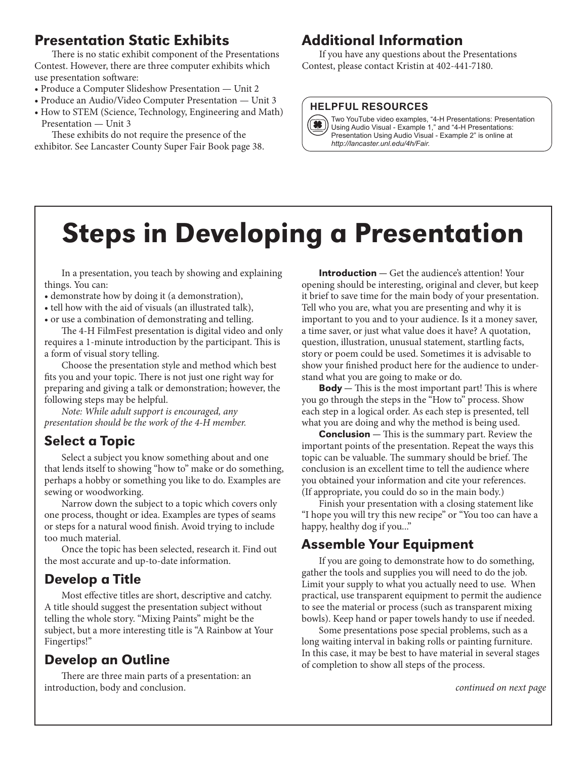## Presentation Static Exhibits

There is no static exhibit component of the Presentations Contest. However, there are three computer exhibits which use presentation software:

- Produce a Computer Slideshow Presentation — Unit 2
- Produce an Audio/Video Computer Presentation — Unit 3
- How to STEM (Science, Technology, Engineering and Math) Presentation — Unit 3

These exhibits do not require the presence of the exhibitor. See Lancaster County Super Fair Book page 38.

## Additional Information

If you have any questions about the Presentations Contest, please contact Kristin at 402-441-7180.

**HELPFUL RESOURCES**

Two YouTube video examples, "4-H Presentations: Presentation Using Audio Visual - Example 1," and "4-H Presentations: Presentation Using Audio Visual - Example 2" is online at *http://lancaster.unl.edu/4h/Fair.*

# Steps in Developing a Presentation

In a presentation, you teach by showing and explaining things. You can:

- demonstrate how by doing it (a demonstration),
- tell how with the aid of visuals (an illustrated talk),
- or use a combination of demonstrating and telling.

The 4-H FilmFest presentation is digital video and only requires a 1-minute introduction by the participant. This is a form of visual story telling.

Choose the presentation style and method which best fits you and your topic. There is not just one right way for preparing and giving a talk or demonstration; however, the following steps may be helpful.

*Note: While adult support is encouraged, any presentation should be the work of the 4-H member.*

## Select a Topic

Select a subject you know something about and one that lends itself to showing "how to" make or do something, perhaps a hobby or something you like to do. Examples are sewing or woodworking.

Narrow down the subject to a topic which covers only one process, thought or idea. Examples are types of seams or steps for a natural wood finish. Avoid trying to include too much material.

Once the topic has been selected, research it. Find out the most accurate and up-to-date information.

## Develop a Title

Most effective titles are short, descriptive and catchy. A title should suggest the presentation subject without telling the whole story. "Mixing Paints" might be the subject, but a more interesting title is "A Rainbow at Your Fingertips!"

## Develop an Outline

There are three main parts of a presentation: an introduction, body and conclusion.

**Introduction** — Get the audience's attention! Your opening should be interesting, original and clever, but keep it brief to save time for the main body of your presentation. Tell who you are, what you are presenting and why it is important to you and to your audience. Is it a money saver, a time saver, or just what value does it have? A quotation, question, illustration, unusual statement, startling facts, story or poem could be used. Sometimes it is advisable to show your finished product here for the audience to understand what you are going to make or do.

**Body** — This is the most important part! This is where you go through the steps in the "How to" process. Show each step in a logical order. As each step is presented, tell what you are doing and why the method is being used.

**Conclusion** — This is the summary part. Review the important points of the presentation. Repeat the ways this topic can be valuable. The summary should be brief. The conclusion is an excellent time to tell the audience where you obtained your information and cite your references. (If appropriate, you could do so in the main body.)

Finish your presentation with a closing statement like "I hope you will try this new recipe" or "You too can have a happy, healthy dog if you..."

## Assemble Your Equipment

If you are going to demonstrate how to do something, gather the tools and supplies you will need to do the job. Limit your supply to what you actually need to use. When practical, use transparent equipment to permit the audience to see the material or process (such as transparent mixing bowls). Keep hand or paper towels handy to use if needed.

Some presentations pose special problems, such as a long waiting interval in baking rolls or painting furniture. In this case, it may be best to have material in several stages of completion to show all steps of the process.

*continued on next page*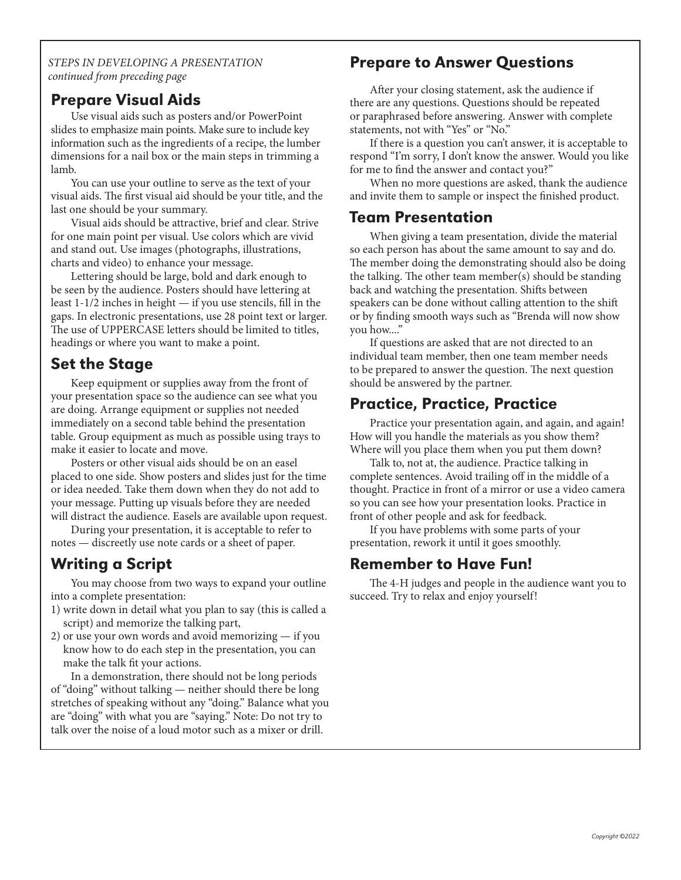*STEPS IN DEVELOPING A PRESENTATION*
*continued from preceding page*

## Prepare Visual Aids

Use visual aids such as posters and/or PowerPoint slides to emphasize main points. Make sure to include key information such as the ingredients of a recipe, the lumber dimensions for a nail box or the main steps in trimming a lamb.

You can use your outline to serve as the text of your visual aids. The first visual aid should be your title, and the last one should be your summary.

Visual aids should be attractive, brief and clear. Strive for one main point per visual. Use colors which are vivid and stand out. Use images (photographs, illustrations, charts and video) to enhance your message.

Lettering should be large, bold and dark enough to be seen by the audience. Posters should have lettering at least 1-1/2 inches in height — if you use stencils, fill in the gaps. In electronic presentations, use 28 point text or larger. The use of UPPERCASE letters should be limited to titles, headings or where you want to make a point.

## Set the Stage

Keep equipment or supplies away from the front of your presentation space so the audience can see what you are doing. Arrange equipment or supplies not needed immediately on a second table behind the presentation table. Group equipment as much as possible using trays to make it easier to locate and move.

Posters or other visual aids should be on an easel placed to one side. Show posters and slides just for the time or idea needed. Take them down when they do not add to your message. Putting up visuals before they are needed will distract the audience. Easels are available upon request.

During your presentation, it is acceptable to refer to notes — discreetly use note cards or a sheet of paper.

## Writing a Script

You may choose from two ways to expand your outline into a complete presentation:

1) write down in detail what you plan to say (this is called a script) and memorize the talking part,
2) or use your own words and avoid memorizing — if you know how to do each step in the presentation, you can make the talk fit your actions.

In a demonstration, there should not be long periods of "doing" without talking — neither should there be long stretches of speaking without any "doing." Balance what you are "doing" with what you are "saying." Note: Do not try to talk over the noise of a loud motor such as a mixer or drill.

## Prepare to Answer Questions

After your closing statement, ask the audience if there are any questions. Questions should be repeated or paraphrased before answering. Answer with complete statements, not with "Yes" or "No."

If there is a question you can't answer, it is acceptable to respond "I'm sorry, I don't know the answer. Would you like for me to find the answer and contact you?"

When no more questions are asked, thank the audience and invite them to sample or inspect the finished product.

## Team Presentation

When giving a team presentation, divide the material so each person has about the same amount to say and do. The member doing the demonstrating should also be doing the talking. The other team member(s) should be standing back and watching the presentation. Shifts between speakers can be done without calling attention to the shift or by finding smooth ways such as "Brenda will now show you how...."

If questions are asked that are not directed to an individual team member, then one team member needs to be prepared to answer the question. The next question should be answered by the partner.

## Practice, Practice, Practice

Practice your presentation again, and again, and again! How will you handle the materials as you show them? Where will you place them when you put them down?

Talk to, not at, the audience. Practice talking in complete sentences. Avoid trailing off in the middle of a thought. Practice in front of a mirror or use a video camera so you can see how your presentation looks. Practice in front of other people and ask for feedback.

If you have problems with some parts of your presentation, rework it until it goes smoothly.

## Remember to Have Fun!

The 4-H judges and people in the audience want you to succeed. Try to relax and enjoy yourself!

Copyright ©2022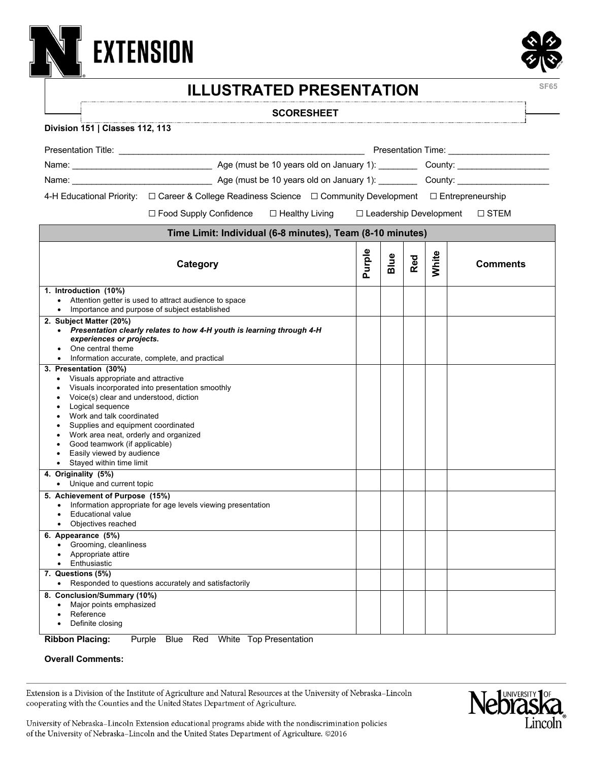EXTENSION

# ILLUSTRATED PRESENTATION

SF65

## SCORESHEET

**Division 151 | Classes 112, 113**

Presentation Title: ___________________________________________________ Presentation Time: ____________________

Name: _____________________________ Age (must be 10 years old on January 1): ________ County: ___________________

Name: _____________________________ Age (must be 10 years old on January 1): ________ County: ___________________

4-H Educational Priority: ☐ Career & College Readiness Science ☐ Community Development ☐ Entrepreneurship

☐ Food Supply Confidence ☐ Healthy Living ☐ Leadership Development ☐ STEM

| Time Limit: Individual (6-8 minutes), Team (8-10 minutes) | | | | | |
|---|---|---|---|---|---|
| **Category** | **Purple** | **Blue** | **Red** | **White** | **Comments** |
| **1. Introduction (10%)**<br>• Attention getter is used to attract audience to space<br>• Importance and purpose of subject established | | | | | |
| **2. Subject Matter (20%)**<br>• ***Presentation clearly relates to how 4-H youth is learning through 4-H experiences or projects.***<br>• One central theme<br>• Information accurate, complete, and practical | | | | | |
| **3. Presentation (30%)**<br>• Visuals appropriate and attractive<br>• Visuals incorporated into presentation smoothly<br>• Voice(s) clear and understood, diction<br>• Logical sequence<br>• Work and talk coordinated<br>• Supplies and equipment coordinated<br>• Work area neat, orderly and organized<br>• Good teamwork (if applicable)<br>• Easily viewed by audience<br>• Stayed within time limit | | | | | |
| **4. Originality (5%)**<br>• Unique and current topic | | | | | |
| **5. Achievement of Purpose (15%)**<br>• Information appropriate for age levels viewing presentation<br>• Educational value<br>• Objectives reached | | | | | |
| **6. Appearance (5%)**<br>• Grooming, cleanliness<br>• Appropriate attire<br>• Enthusiastic | | | | | |
| **7. Questions (5%)**<br>• Responded to questions accurately and satisfactorily | | | | | |
| **8. Conclusion/Summary (10%)**<br>• Major points emphasized<br>• Reference<br>• Definite closing | | | | | |

**Ribbon Placing:** Purple Blue Red White Top Presentation

**Overall Comments:**

Extension is a Division of the Institute of Agriculture and Natural Resources at the University of Nebraska–Lincoln cooperating with the Counties and the United States Department of Agriculture.

University of Nebraska–Lincoln Extension educational programs abide with the nondiscrimination policies of the University of Nebraska–Lincoln and the United States Department of Agriculture. ©2016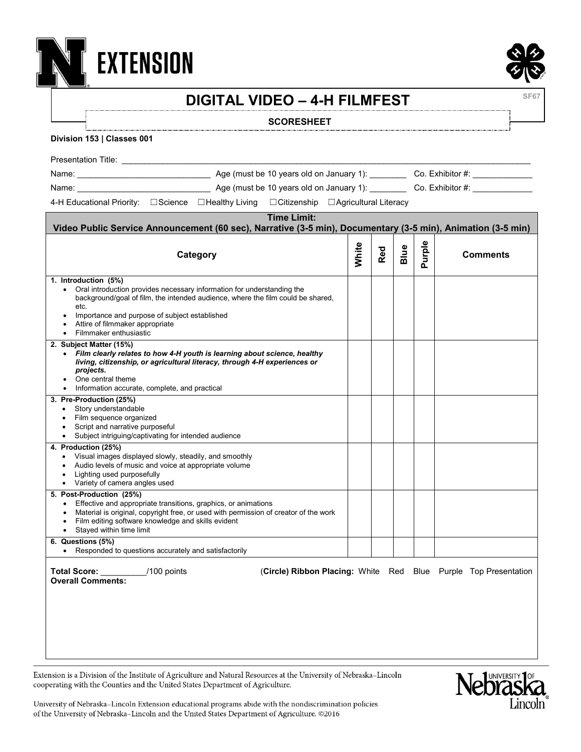EXTENSION

SF67

# DIGITAL VIDEO – 4-H FILMFEST

## SCORESHEET

**Division 153 | Classes 001**

Presentation Title: ___________________________________________________________________________

Name: ____________________________ Age (must be 10 years old on January 1): ________ Co. Exhibitor #: ____________

Name: ____________________________ Age (must be 10 years old on January 1): ________ Co. Exhibitor #: ____________

4-H Educational Priority: ☐Science ☐Healthy Living ☐Citizenship ☐Agricultural Literacy

**Time Limit:**
**Video Public Service Announcement (60 sec), Narrative (3-5 min), Documentary (3-5 min), Animation (3-5 min)**

| Category | White | Red | Blue | Purple | Comments |
|---|---|---|---|---|---|
| **1. Introduction (5%)**<br>• Oral introduction provides necessary information for understanding the background/goal of film, the intended audience, where the film could be shared, etc.<br>• Importance and purpose of subject established<br>• Attire of filmmaker appropriate<br>• Filmmaker enthusiastic | | | | | |
| **2. Subject Matter (15%)**<br>• ***Film clearly relates to how 4-H youth is learning about science, healthy living, citizenship, or agricultural literacy, through 4-H experiences or projects.***<br>• One central theme<br>• Information accurate, complete, and practical | | | | | |
| **3. Pre-Production (25%)**<br>• Story understandable<br>• Film sequence organized<br>• Script and narrative purposeful<br>• Subject intriguing/captivating for intended audience | | | | | |
| **4. Production (25%)**<br>• Visual images displayed slowly, steadily, and smoothly<br>• Audio levels of music and voice at appropriate volume<br>• Lighting used purposefully<br>• Variety of camera angles used | | | | | |
| **5. Post-Production (25%)**<br>• Effective and appropriate transitions, graphics, or animations<br>• Material is original, copyright free, or used with permission of creator of the work<br>• Film editing software knowledge and skills evident<br>• Stayed within time limit | | | | | |
| **6. Questions (5%)**<br>• Responded to questions accurately and satisfactorily | | | | | |

**Total Score:** __________/100 points (**Circle) Ribbon Placing:** White Red Blue Purple Top Presentation

**Overall Comments:**

Extension is a Division of the Institute of Agriculture and Natural Resources at the University of Nebraska–Lincoln cooperating with the Counties and the United States Department of Agriculture.

University of Nebraska–Lincoln Extension educational programs abide with the nondiscrimination policies of the University of Nebraska–Lincoln and the United States Department of Agriculture. ©2016